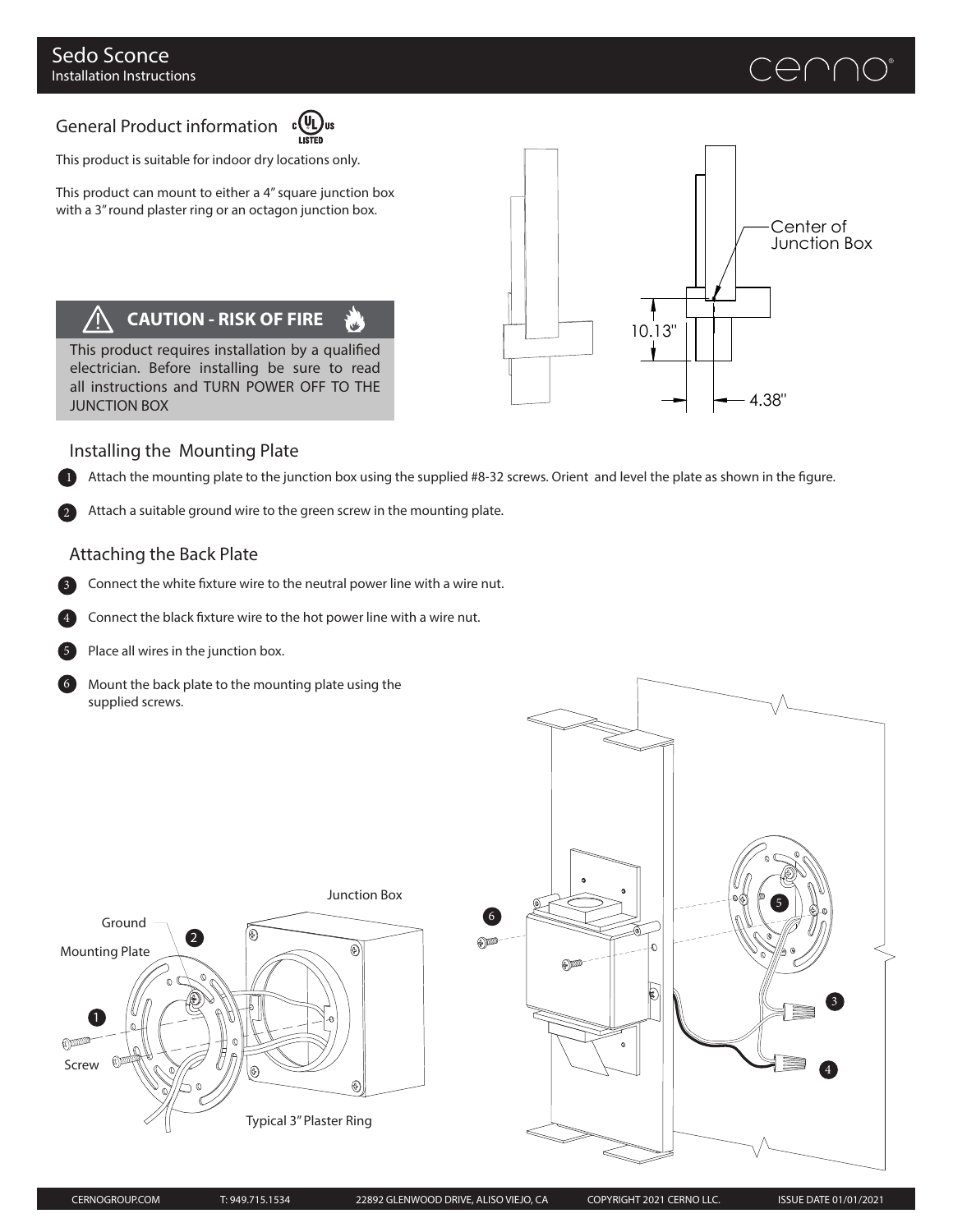# Sedo Sconce
Installation Instructions

## General Product information

This product is suitable for indoor dry locations only.

This product can mount to either a 4" square junction box with a 3" round plaster ring or an octagon junction box.

### ⚠ CAUTION - RISK OF FIRE

This product requires installation by a qualified electrician. Before installing be sure to read all instructions and TURN POWER OFF TO THE JUNCTION BOX

Center of Junction Box

10.13"

4.38"

## Installing the Mounting Plate

1. Attach the mounting plate to the junction box using the supplied #8-32 screws. Orient and level the plate as shown in the figure.
2. Attach a suitable ground wire to the green screw in the mounting plate.

## Attaching the Back Plate

3. Connect the white fixture wire to the neutral power line with a wire nut.
4. Connect the black fixture wire to the hot power line with a wire nut.
5. Place all wires in the junction box.
6. Mount the back plate to the mounting plate using the supplied screws.

Junction Box

Ground

Mounting Plate

Screw

Typical 3" Plaster Ring

CERNOGROUP.COM | T: 949.715.1534 | 22892 GLENWOOD DRIVE, ALISO VIEJO, CA | COPYRIGHT 2021 CERNO LLC. | ISSUE DATE 01/01/2021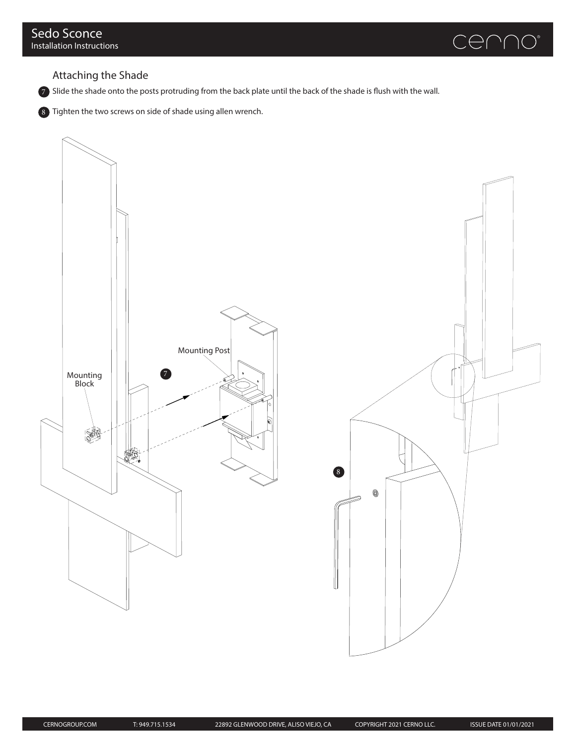# Sedo Sconce

Installation Instructions

## Attaching the Shade

7. Slide the shade onto the posts protruding from the back plate until the back of the shade is flush with the wall.

8. Tighten the two screws on side of shade using allen wrench.

Mounting Post

Mounting Block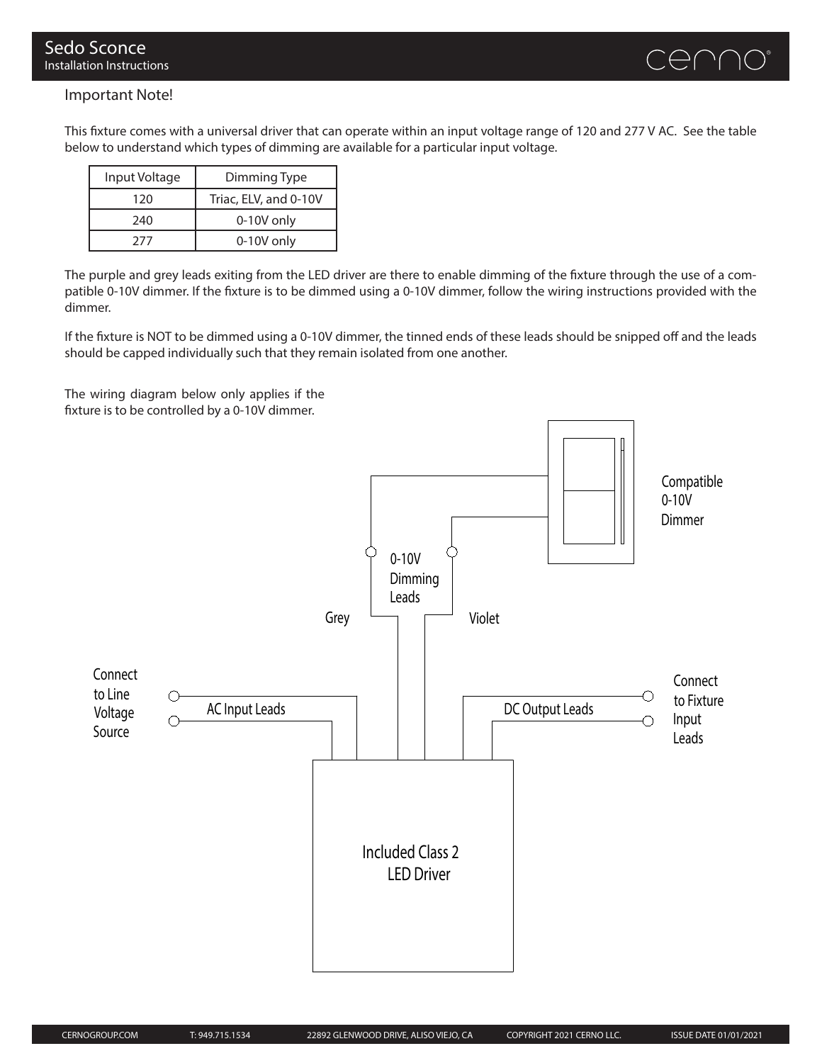## Important Note!

This fixture comes with a universal driver that can operate within an input voltage range of 120 and 277 V AC. See the table below to understand which types of dimming are available for a particular input voltage.

| Input Voltage | Dimming Type |
|---|---|
| 120 | Triac, ELV, and 0-10V |
| 240 | 0-10V only |
| 277 | 0-10V only |

The purple and grey leads exiting from the LED driver are there to enable dimming of the fixture through the use of a compatible 0-10V dimmer. If the fixture is to be dimmed using a 0-10V dimmer, follow the wiring instructions provided with the dimmer.

If the fixture is NOT to be dimmed using a 0-10V dimmer, the tinned ends of these leads should be snipped off and the leads should be capped individually such that they remain isolated from one another.

The wiring diagram below only applies if the fixture is to be controlled by a 0-10V dimmer.

Compatible 0-10V Dimmer

0-10V Dimming Leads

Grey

Violet

Connect to Line Voltage Source

AC Input Leads

DC Output Leads

Connect to Fixture Input Leads

Included Class 2 LED Driver